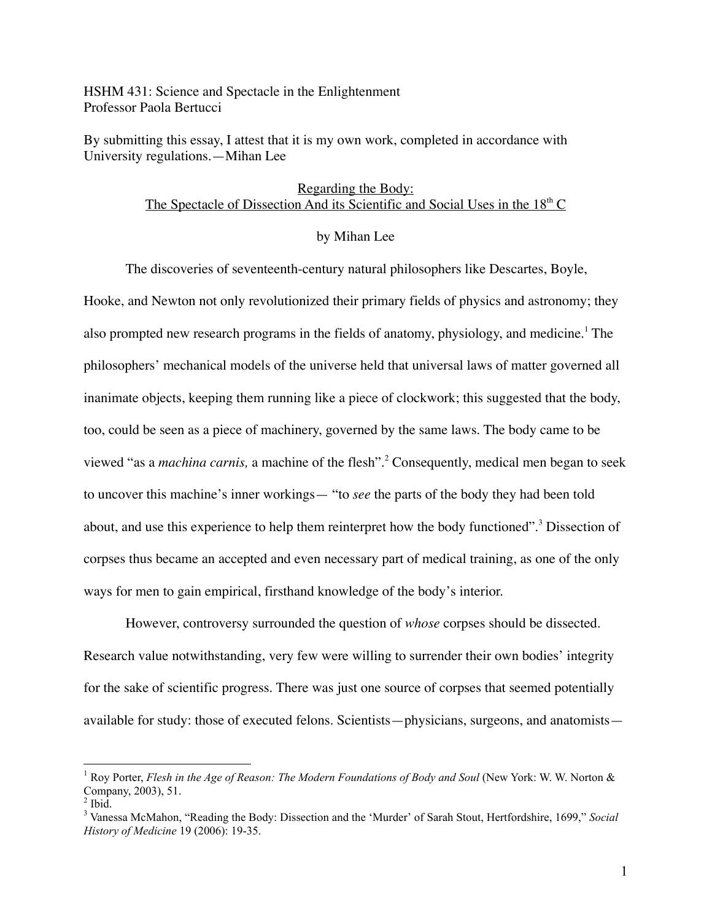HSHM 431: Science and Spectacle in the Enlightenment
Professor Paola Bertucci

By submitting this essay, I attest that it is my own work, completed in accordance with University regulations.—Mihan Lee

# Regarding the Body: The Spectacle of Dissection And its Scientific and Social Uses in the 18th C

by Mihan Lee

The discoveries of seventeenth-century natural philosophers like Descartes, Boyle, Hooke, and Newton not only revolutionized their primary fields of physics and astronomy; they also prompted new research programs in the fields of anatomy, physiology, and medicine.[1] The philosophers' mechanical models of the universe held that universal laws of matter governed all inanimate objects, keeping them running like a piece of clockwork; this suggested that the body, too, could be seen as a piece of machinery, governed by the same laws. The body came to be viewed "as a *machina carnis,* a machine of the flesh".[2] Consequently, medical men began to seek to uncover this machine's inner workings— "to *see* the parts of the body they had been told about, and use this experience to help them reinterpret how the body functioned".[3] Dissection of corpses thus became an accepted and even necessary part of medical training, as one of the only ways for men to gain empirical, firsthand knowledge of the body's interior.

However, controversy surrounded the question of *whose* corpses should be dissected. Research value notwithstanding, very few were willing to surrender their own bodies' integrity for the sake of scientific progress. There was just one source of corpses that seemed potentially available for study: those of executed felons. Scientists—physicians, surgeons, and anatomists—

---

[1] Roy Porter, *Flesh in the Age of Reason: The Modern Foundations of Body and Soul* (New York: W. W. Norton & Company, 2003), 51.

[2] Ibid.

[3] Vanessa McMahon, "Reading the Body: Dissection and the 'Murder' of Sarah Stout, Hertfordshire, 1699," *Social History of Medicine* 19 (2006): 19-35.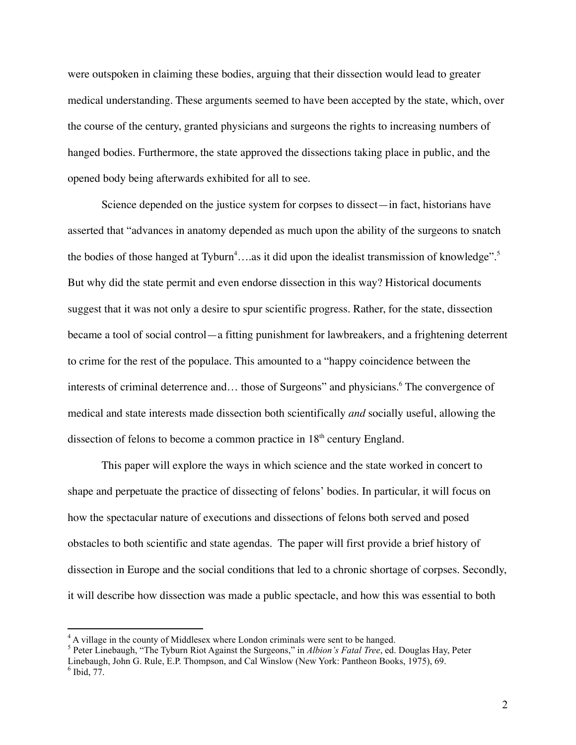were outspoken in claiming these bodies, arguing that their dissection would lead to greater medical understanding. These arguments seemed to have been accepted by the state, which, over the course of the century, granted physicians and surgeons the rights to increasing numbers of hanged bodies. Furthermore, the state approved the dissections taking place in public, and the opened body being afterwards exhibited for all to see.

Science depended on the justice system for corpses to dissect—in fact, historians have asserted that "advances in anatomy depended as much upon the ability of the surgeons to snatch the bodies of those hanged at Tyburn[4]….as it did upon the idealist transmission of knowledge".[5] But why did the state permit and even endorse dissection in this way? Historical documents suggest that it was not only a desire to spur scientific progress. Rather, for the state, dissection became a tool of social control—a fitting punishment for lawbreakers, and a frightening deterrent to crime for the rest of the populace. This amounted to a "happy coincidence between the interests of criminal deterrence and… those of Surgeons" and physicians.[6] The convergence of medical and state interests made dissection both scientifically *and* socially useful, allowing the dissection of felons to become a common practice in 18th century England.

This paper will explore the ways in which science and the state worked in concert to shape and perpetuate the practice of dissecting of felons' bodies. In particular, it will focus on how the spectacular nature of executions and dissections of felons both served and posed obstacles to both scientific and state agendas. The paper will first provide a brief history of dissection in Europe and the social conditions that led to a chronic shortage of corpses. Secondly, it will describe how dissection was made a public spectacle, and how this was essential to both

---

[4] A village in the county of Middlesex where London criminals were sent to be hanged.

[5] Peter Linebaugh, "The Tyburn Riot Against the Surgeons," in *Albion's Fatal Tree*, ed. Douglas Hay, Peter Linebaugh, John G. Rule, E.P. Thompson, and Cal Winslow (New York: Pantheon Books, 1975), 69.

[6] Ibid, 77.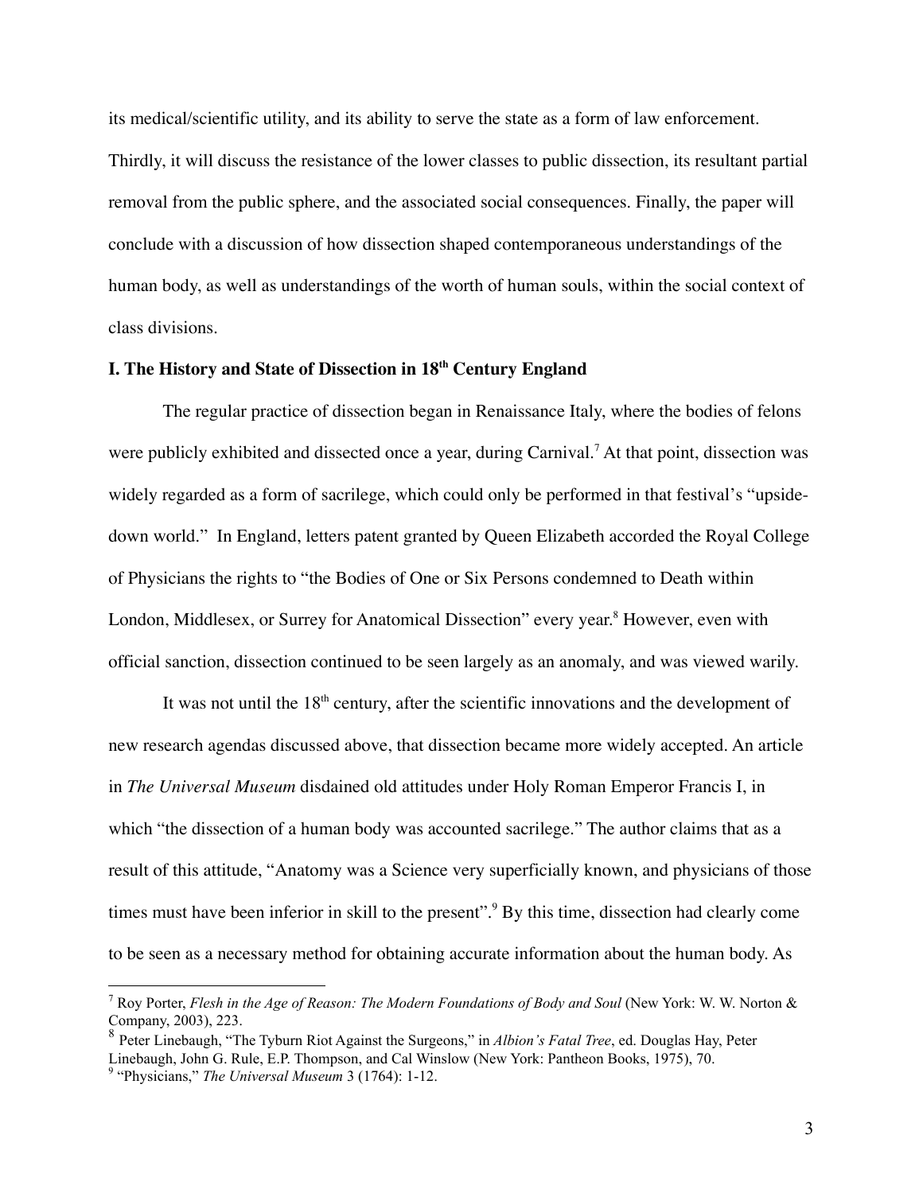its medical/scientific utility, and its ability to serve the state as a form of law enforcement. Thirdly, it will discuss the resistance of the lower classes to public dissection, its resultant partial removal from the public sphere, and the associated social consequences. Finally, the paper will conclude with a discussion of how dissection shaped contemporaneous understandings of the human body, as well as understandings of the worth of human souls, within the social context of class divisions.

## I. The History and State of Dissection in 18th Century England

The regular practice of dissection began in Renaissance Italy, where the bodies of felons were publicly exhibited and dissected once a year, during Carnival.[7] At that point, dissection was widely regarded as a form of sacrilege, which could only be performed in that festival's "upside-down world." In England, letters patent granted by Queen Elizabeth accorded the Royal College of Physicians the rights to "the Bodies of One or Six Persons condemned to Death within London, Middlesex, or Surrey for Anatomical Dissection" every year.[8] However, even with official sanction, dissection continued to be seen largely as an anomaly, and was viewed warily.

It was not until the 18th century, after the scientific innovations and the development of new research agendas discussed above, that dissection became more widely accepted. An article in *The Universal Museum* disdained old attitudes under Holy Roman Emperor Francis I, in which "the dissection of a human body was accounted sacrilege." The author claims that as a result of this attitude, "Anatomy was a Science very superficially known, and physicians of those times must have been inferior in skill to the present".[9] By this time, dissection had clearly come to be seen as a necessary method for obtaining accurate information about the human body. As

---

[7] Roy Porter, *Flesh in the Age of Reason: The Modern Foundations of Body and Soul* (New York: W. W. Norton & Company, 2003), 223.

[8] Peter Linebaugh, "The Tyburn Riot Against the Surgeons," in *Albion's Fatal Tree*, ed. Douglas Hay, Peter Linebaugh, John G. Rule, E.P. Thompson, and Cal Winslow (New York: Pantheon Books, 1975), 70.

[9] "Physicians," *The Universal Museum* 3 (1764): 1-12.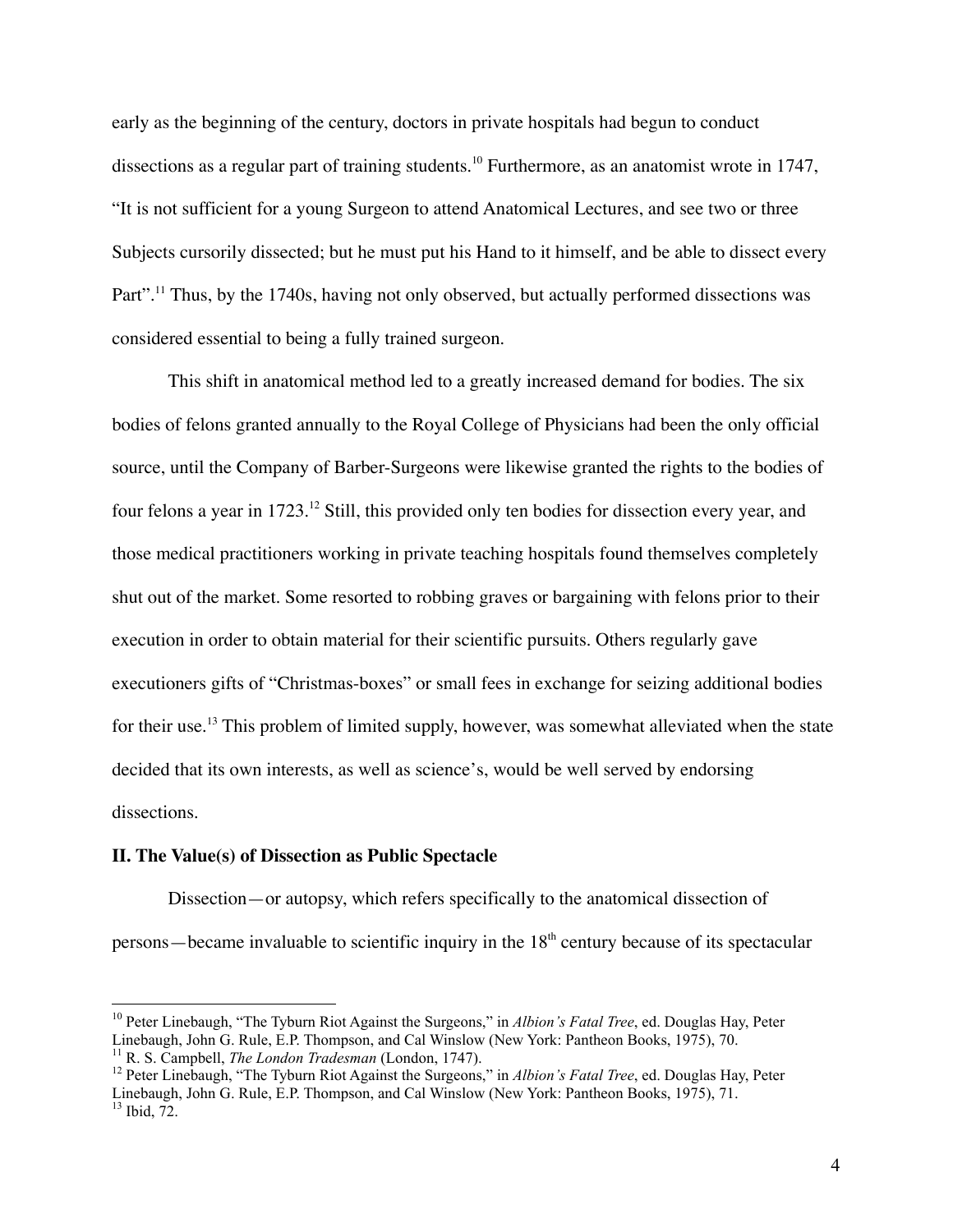early as the beginning of the century, doctors in private hospitals had begun to conduct dissections as a regular part of training students.[10] Furthermore, as an anatomist wrote in 1747, "It is not sufficient for a young Surgeon to attend Anatomical Lectures, and see two or three Subjects cursorily dissected; but he must put his Hand to it himself, and be able to dissect every Part".[11] Thus, by the 1740s, having not only observed, but actually performed dissections was considered essential to being a fully trained surgeon.

This shift in anatomical method led to a greatly increased demand for bodies. The six bodies of felons granted annually to the Royal College of Physicians had been the only official source, until the Company of Barber-Surgeons were likewise granted the rights to the bodies of four felons a year in 1723.[12] Still, this provided only ten bodies for dissection every year, and those medical practitioners working in private teaching hospitals found themselves completely shut out of the market. Some resorted to robbing graves or bargaining with felons prior to their execution in order to obtain material for their scientific pursuits. Others regularly gave executioners gifts of "Christmas-boxes" or small fees in exchange for seizing additional bodies for their use.[13] This problem of limited supply, however, was somewhat alleviated when the state decided that its own interests, as well as science's, would be well served by endorsing dissections.

**II. The Value(s) of Dissection as Public Spectacle**

Dissection—or autopsy, which refers specifically to the anatomical dissection of persons—became invaluable to scientific inquiry in the 18th century because of its spectacular

---

[10] Peter Linebaugh, "The Tyburn Riot Against the Surgeons," in *Albion's Fatal Tree*, ed. Douglas Hay, Peter Linebaugh, John G. Rule, E.P. Thompson, and Cal Winslow (New York: Pantheon Books, 1975), 70.

[11] R. S. Campbell, *The London Tradesman* (London, 1747).

[12] Peter Linebaugh, "The Tyburn Riot Against the Surgeons," in *Albion's Fatal Tree*, ed. Douglas Hay, Peter Linebaugh, John G. Rule, E.P. Thompson, and Cal Winslow (New York: Pantheon Books, 1975), 71.

[13] Ibid, 72.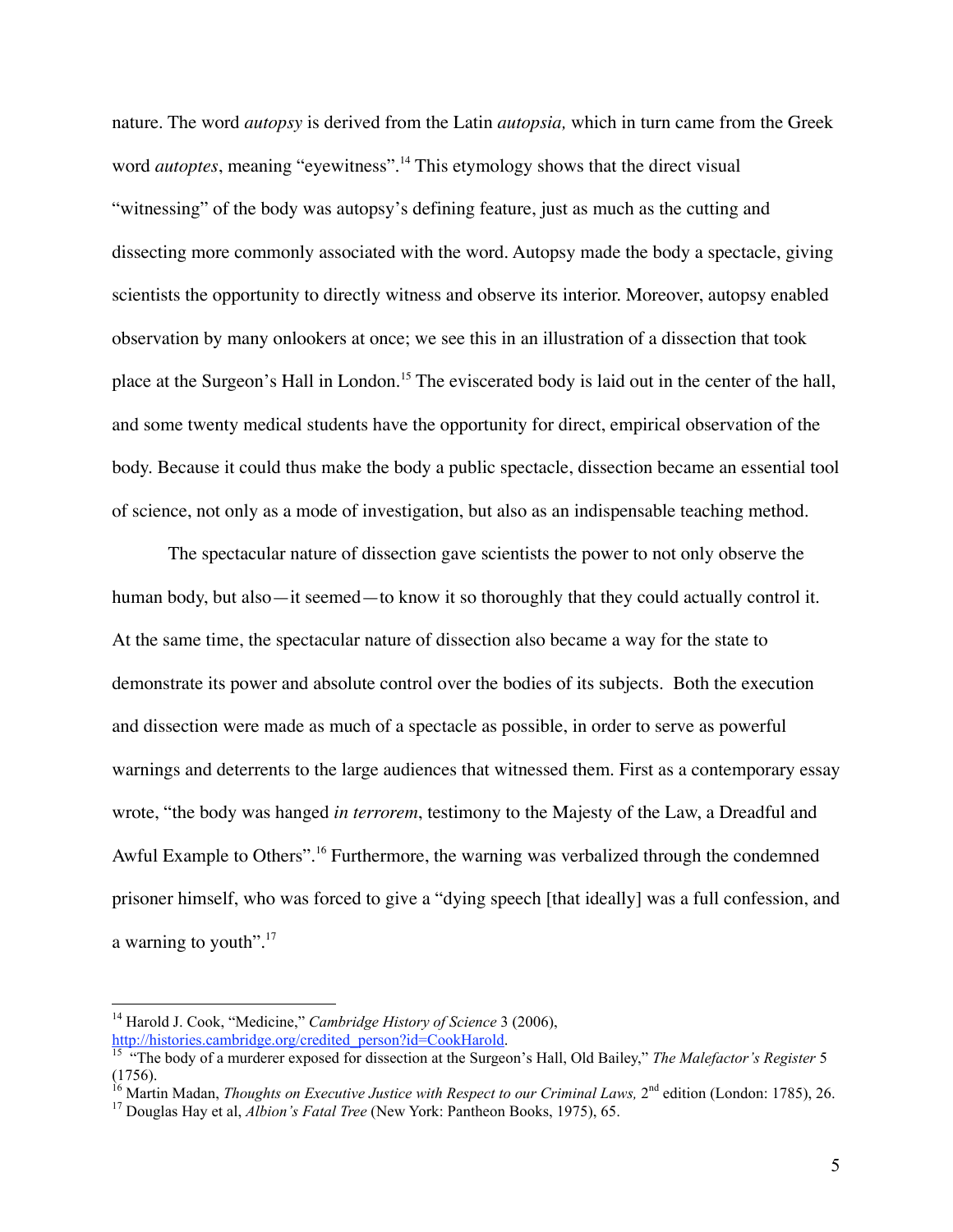nature. The word *autopsy* is derived from the Latin *autopsia,* which in turn came from the Greek word *autoptes*, meaning "eyewitness".[14] This etymology shows that the direct visual "witnessing" of the body was autopsy's defining feature, just as much as the cutting and dissecting more commonly associated with the word. Autopsy made the body a spectacle, giving scientists the opportunity to directly witness and observe its interior. Moreover, autopsy enabled observation by many onlookers at once; we see this in an illustration of a dissection that took place at the Surgeon's Hall in London.[15] The eviscerated body is laid out in the center of the hall, and some twenty medical students have the opportunity for direct, empirical observation of the body. Because it could thus make the body a public spectacle, dissection became an essential tool of science, not only as a mode of investigation, but also as an indispensable teaching method.

The spectacular nature of dissection gave scientists the power to not only observe the human body, but also—it seemed—to know it so thoroughly that they could actually control it. At the same time, the spectacular nature of dissection also became a way for the state to demonstrate its power and absolute control over the bodies of its subjects. Both the execution and dissection were made as much of a spectacle as possible, in order to serve as powerful warnings and deterrents to the large audiences that witnessed them. First as a contemporary essay wrote, "the body was hanged *in terrorem*, testimony to the Majesty of the Law, a Dreadful and Awful Example to Others".[16] Furthermore, the warning was verbalized through the condemned prisoner himself, who was forced to give a "dying speech [that ideally] was a full confession, and a warning to youth".[17]

---

[14] Harold J. Cook, "Medicine," *Cambridge History of Science* 3 (2006), http://histories.cambridge.org/credited_person?id=CookHarold.

[15] "The body of a murderer exposed for dissection at the Surgeon's Hall, Old Bailey," *The Malefactor's Register* 5 (1756).

[16] Martin Madan, *Thoughts on Executive Justice with Respect to our Criminal Laws,* 2nd edition (London: 1785), 26.

[17] Douglas Hay et al, *Albion's Fatal Tree* (New York: Pantheon Books, 1975), 65.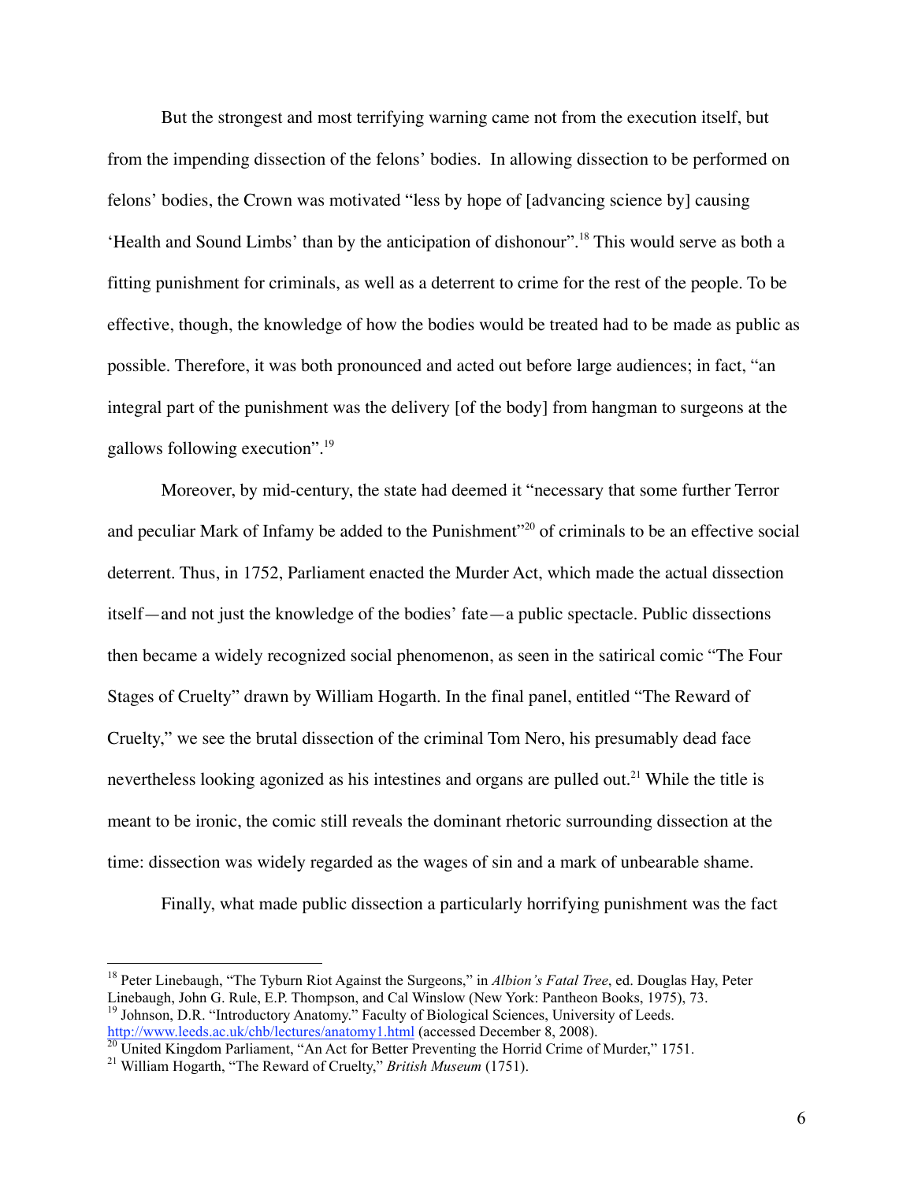But the strongest and most terrifying warning came not from the execution itself, but from the impending dissection of the felons' bodies. In allowing dissection to be performed on felons' bodies, the Crown was motivated "less by hope of [advancing science by] causing 'Health and Sound Limbs' than by the anticipation of dishonour".[18] This would serve as both a fitting punishment for criminals, as well as a deterrent to crime for the rest of the people. To be effective, though, the knowledge of how the bodies would be treated had to be made as public as possible. Therefore, it was both pronounced and acted out before large audiences; in fact, "an integral part of the punishment was the delivery [of the body] from hangman to surgeons at the gallows following execution".[19]

Moreover, by mid-century, the state had deemed it "necessary that some further Terror and peculiar Mark of Infamy be added to the Punishment"[20] of criminals to be an effective social deterrent. Thus, in 1752, Parliament enacted the Murder Act, which made the actual dissection itself—and not just the knowledge of the bodies' fate—a public spectacle. Public dissections then became a widely recognized social phenomenon, as seen in the satirical comic "The Four Stages of Cruelty" drawn by William Hogarth. In the final panel, entitled "The Reward of Cruelty," we see the brutal dissection of the criminal Tom Nero, his presumably dead face nevertheless looking agonized as his intestines and organs are pulled out.[21] While the title is meant to be ironic, the comic still reveals the dominant rhetoric surrounding dissection at the time: dissection was widely regarded as the wages of sin and a mark of unbearable shame.

Finally, what made public dissection a particularly horrifying punishment was the fact

---

[18] Peter Linebaugh, "The Tyburn Riot Against the Surgeons," in *Albion's Fatal Tree*, ed. Douglas Hay, Peter Linebaugh, John G. Rule, E.P. Thompson, and Cal Winslow (New York: Pantheon Books, 1975), 73.

[19] Johnson, D.R. "Introductory Anatomy." Faculty of Biological Sciences, University of Leeds. http://www.leeds.ac.uk/chb/lectures/anatomy1.html (accessed December 8, 2008).

[20] United Kingdom Parliament, "An Act for Better Preventing the Horrid Crime of Murder," 1751.

[21] William Hogarth, "The Reward of Cruelty," *British Museum* (1751).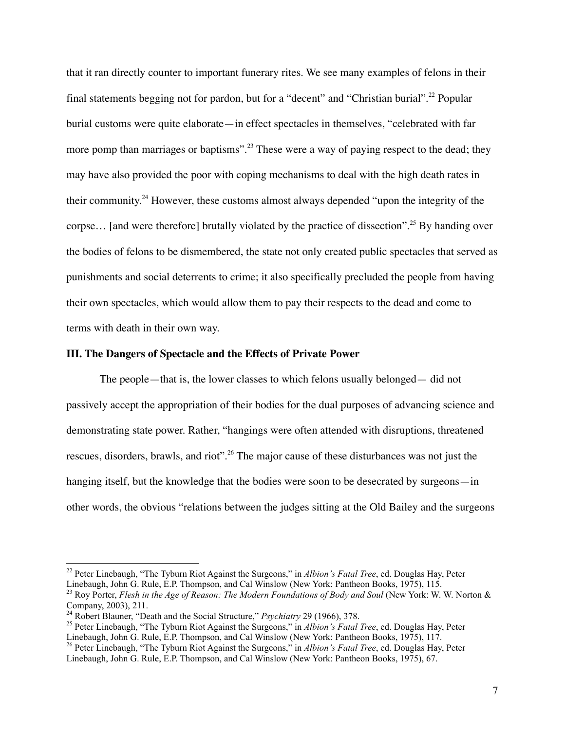that it ran directly counter to important funerary rites. We see many examples of felons in their final statements begging not for pardon, but for a "decent" and "Christian burial".[22] Popular burial customs were quite elaborate—in effect spectacles in themselves, "celebrated with far more pomp than marriages or baptisms".[23] These were a way of paying respect to the dead; they may have also provided the poor with coping mechanisms to deal with the high death rates in their community.[24] However, these customs almost always depended "upon the integrity of the corpse… [and were therefore] brutally violated by the practice of dissection".[25] By handing over the bodies of felons to be dismembered, the state not only created public spectacles that served as punishments and social deterrents to crime; it also specifically precluded the people from having their own spectacles, which would allow them to pay their respects to the dead and come to terms with death in their own way.

### III. The Dangers of Spectacle and the Effects of Private Power

The people—that is, the lower classes to which felons usually belonged— did not passively accept the appropriation of their bodies for the dual purposes of advancing science and demonstrating state power. Rather, "hangings were often attended with disruptions, threatened rescues, disorders, brawls, and riot".[26] The major cause of these disturbances was not just the hanging itself, but the knowledge that the bodies were soon to be desecrated by surgeons—in other words, the obvious "relations between the judges sitting at the Old Bailey and the surgeons

---

[22] Peter Linebaugh, "The Tyburn Riot Against the Surgeons," in *Albion's Fatal Tree*, ed. Douglas Hay, Peter Linebaugh, John G. Rule, E.P. Thompson, and Cal Winslow (New York: Pantheon Books, 1975), 115.

[23] Roy Porter, *Flesh in the Age of Reason: The Modern Foundations of Body and Soul* (New York: W. W. Norton & Company, 2003), 211.

[24] Robert Blauner, "Death and the Social Structure," *Psychiatry* 29 (1966), 378.

[25] Peter Linebaugh, "The Tyburn Riot Against the Surgeons," in *Albion's Fatal Tree*, ed. Douglas Hay, Peter Linebaugh, John G. Rule, E.P. Thompson, and Cal Winslow (New York: Pantheon Books, 1975), 117.

[26] Peter Linebaugh, "The Tyburn Riot Against the Surgeons," in *Albion's Fatal Tree*, ed. Douglas Hay, Peter Linebaugh, John G. Rule, E.P. Thompson, and Cal Winslow (New York: Pantheon Books, 1975), 67.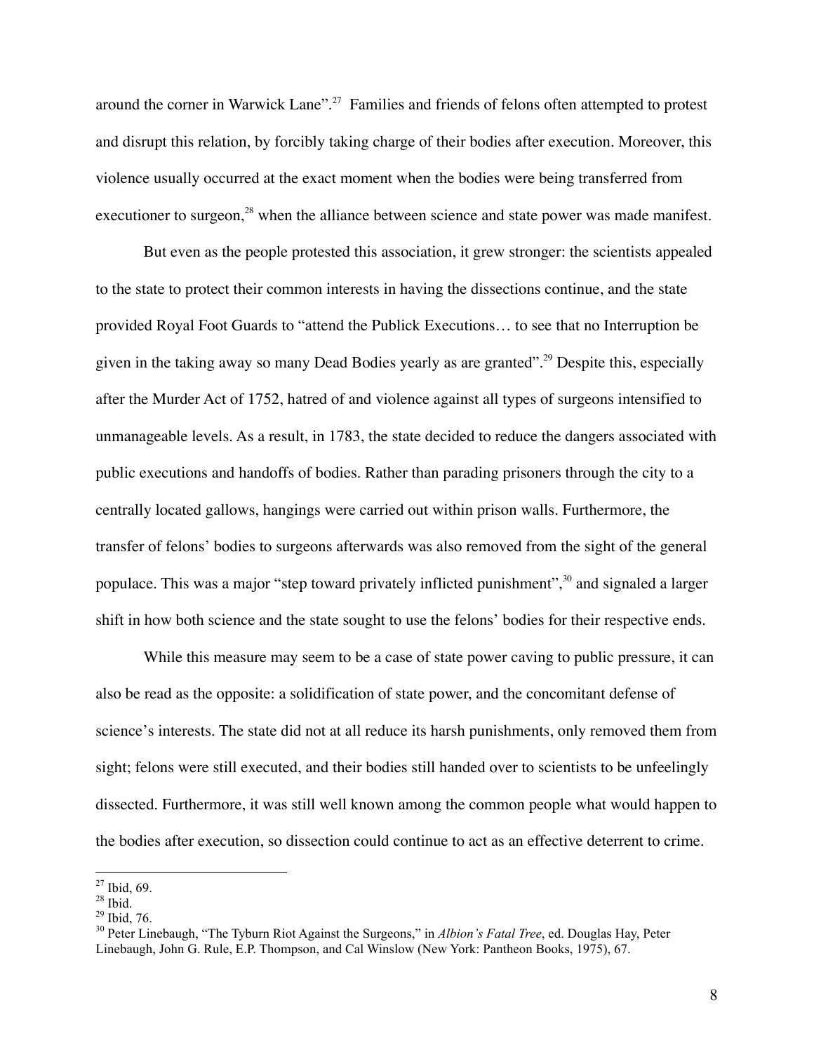around the corner in Warwick Lane".[27] Families and friends of felons often attempted to protest and disrupt this relation, by forcibly taking charge of their bodies after execution. Moreover, this violence usually occurred at the exact moment when the bodies were being transferred from executioner to surgeon,[28] when the alliance between science and state power was made manifest.

But even as the people protested this association, it grew stronger: the scientists appealed to the state to protect their common interests in having the dissections continue, and the state provided Royal Foot Guards to "attend the Publick Executions… to see that no Interruption be given in the taking away so many Dead Bodies yearly as are granted".[29] Despite this, especially after the Murder Act of 1752, hatred of and violence against all types of surgeons intensified to unmanageable levels. As a result, in 1783, the state decided to reduce the dangers associated with public executions and handoffs of bodies. Rather than parading prisoners through the city to a centrally located gallows, hangings were carried out within prison walls. Furthermore, the transfer of felons' bodies to surgeons afterwards was also removed from the sight of the general populace. This was a major "step toward privately inflicted punishment",[30] and signaled a larger shift in how both science and the state sought to use the felons' bodies for their respective ends.

While this measure may seem to be a case of state power caving to public pressure, it can also be read as the opposite: a solidification of state power, and the concomitant defense of science's interests. The state did not at all reduce its harsh punishments, only removed them from sight; felons were still executed, and their bodies still handed over to scientists to be unfeelingly dissected. Furthermore, it was still well known among the common people what would happen to the bodies after execution, so dissection could continue to act as an effective deterrent to crime.

---

[27] Ibid, 69.
[28] Ibid.
[29] Ibid, 76.
[30] Peter Linebaugh, "The Tyburn Riot Against the Surgeons," in *Albion's Fatal Tree*, ed. Douglas Hay, Peter Linebaugh, John G. Rule, E.P. Thompson, and Cal Winslow (New York: Pantheon Books, 1975), 67.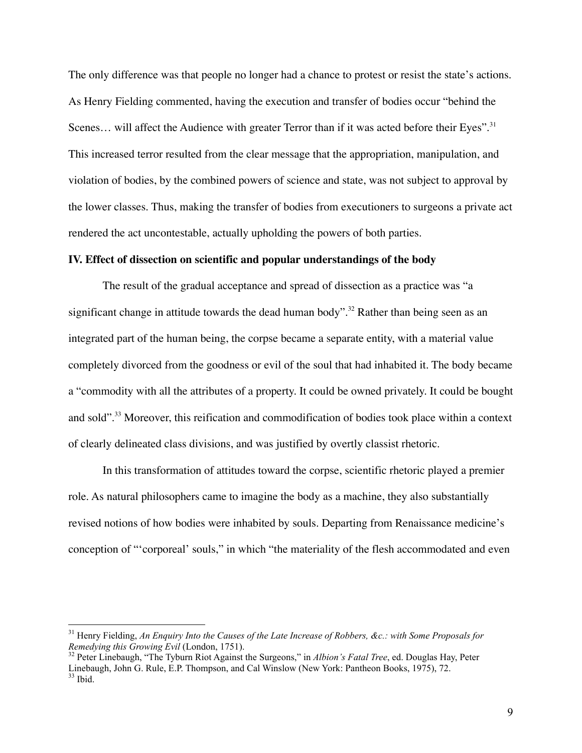The only difference was that people no longer had a chance to protest or resist the state's actions. As Henry Fielding commented, having the execution and transfer of bodies occur "behind the Scenes… will affect the Audience with greater Terror than if it was acted before their Eyes".[31] This increased terror resulted from the clear message that the appropriation, manipulation, and violation of bodies, by the combined powers of science and state, was not subject to approval by the lower classes. Thus, making the transfer of bodies from executioners to surgeons a private act rendered the act uncontestable, actually upholding the powers of both parties.

**IV. Effect of dissection on scientific and popular understandings of the body**

The result of the gradual acceptance and spread of dissection as a practice was "a significant change in attitude towards the dead human body".[32] Rather than being seen as an integrated part of the human being, the corpse became a separate entity, with a material value completely divorced from the goodness or evil of the soul that had inhabited it. The body became a "commodity with all the attributes of a property. It could be owned privately. It could be bought and sold".[33] Moreover, this reification and commodification of bodies took place within a context of clearly delineated class divisions, and was justified by overtly classist rhetoric.

In this transformation of attitudes toward the corpse, scientific rhetoric played a premier role. As natural philosophers came to imagine the body as a machine, they also substantially revised notions of how bodies were inhabited by souls. Departing from Renaissance medicine's conception of "'corporeal' souls," in which "the materiality of the flesh accommodated and even

---

[31] Henry Fielding, *An Enquiry Into the Causes of the Late Increase of Robbers, &c.: with Some Proposals for Remedying this Growing Evil* (London, 1751).

[32] Peter Linebaugh, "The Tyburn Riot Against the Surgeons," in *Albion's Fatal Tree*, ed. Douglas Hay, Peter Linebaugh, John G. Rule, E.P. Thompson, and Cal Winslow (New York: Pantheon Books, 1975), 72.

[33] Ibid.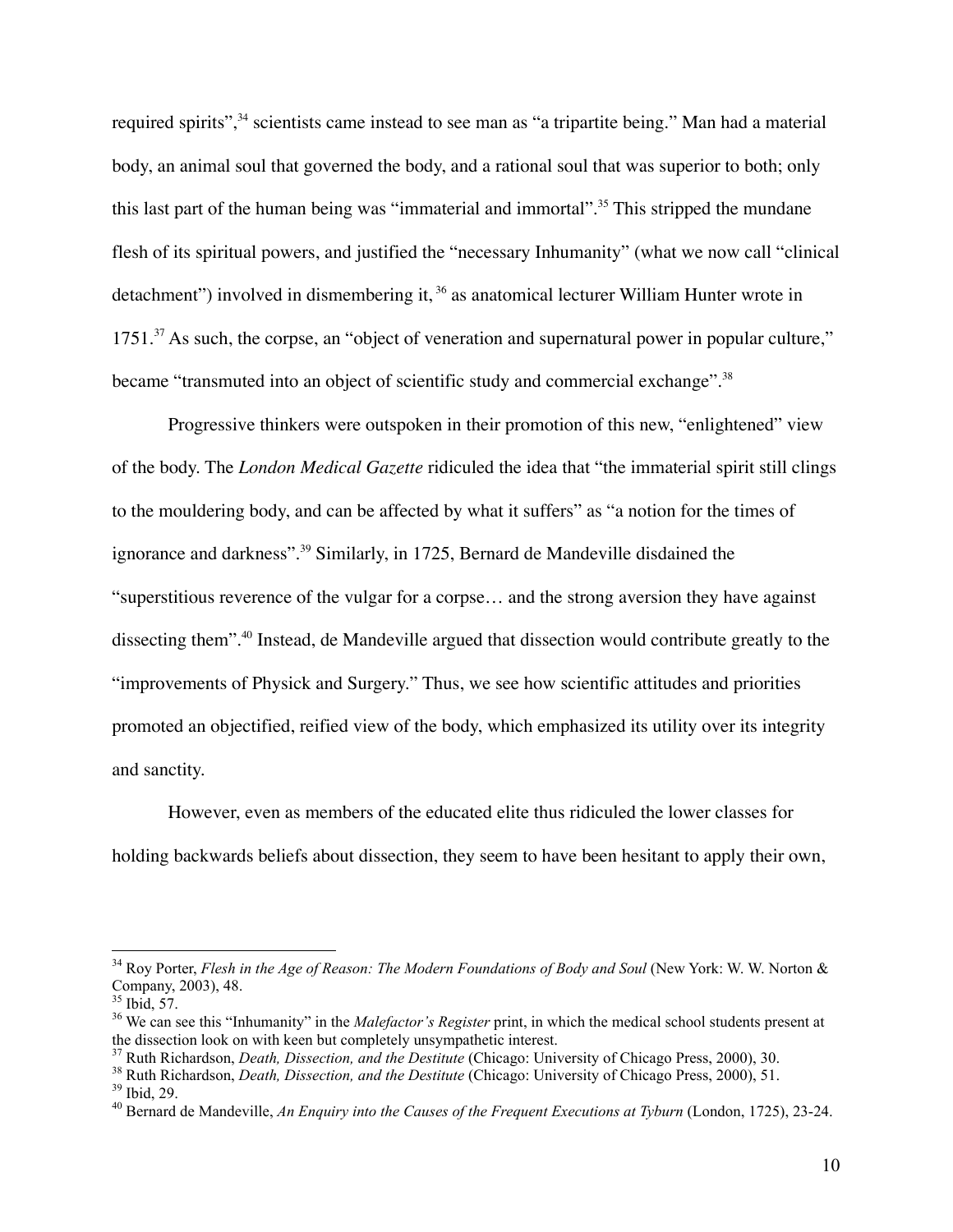required spirits",[34] scientists came instead to see man as "a tripartite being." Man had a material body, an animal soul that governed the body, and a rational soul that was superior to both; only this last part of the human being was "immaterial and immortal".[35] This stripped the mundane flesh of its spiritual powers, and justified the "necessary Inhumanity" (what we now call "clinical detachment") involved in dismembering it,[36] as anatomical lecturer William Hunter wrote in 1751.[37] As such, the corpse, an "object of veneration and supernatural power in popular culture," became "transmuted into an object of scientific study and commercial exchange".[38]

Progressive thinkers were outspoken in their promotion of this new, "enlightened" view of the body. The *London Medical Gazette* ridiculed the idea that "the immaterial spirit still clings to the mouldering body, and can be affected by what it suffers" as "a notion for the times of ignorance and darkness".[39] Similarly, in 1725, Bernard de Mandeville disdained the "superstitious reverence of the vulgar for a corpse… and the strong aversion they have against dissecting them".[40] Instead, de Mandeville argued that dissection would contribute greatly to the "improvements of Physick and Surgery." Thus, we see how scientific attitudes and priorities promoted an objectified, reified view of the body, which emphasized its utility over its integrity and sanctity.

However, even as members of the educated elite thus ridiculed the lower classes for holding backwards beliefs about dissection, they seem to have been hesitant to apply their own,

---

[34] Roy Porter, *Flesh in the Age of Reason: The Modern Foundations of Body and Soul* (New York: W. W. Norton & Company, 2003), 48.

[35] Ibid, 57.

[36] We can see this "Inhumanity" in the *Malefactor's Register* print, in which the medical school students present at the dissection look on with keen but completely unsympathetic interest.

[37] Ruth Richardson, *Death, Dissection, and the Destitute* (Chicago: University of Chicago Press, 2000), 30.

[38] Ruth Richardson, *Death, Dissection, and the Destitute* (Chicago: University of Chicago Press, 2000), 51.

[39] Ibid, 29.

[40] Bernard de Mandeville, *An Enquiry into the Causes of the Frequent Executions at Tyburn* (London, 1725), 23-24.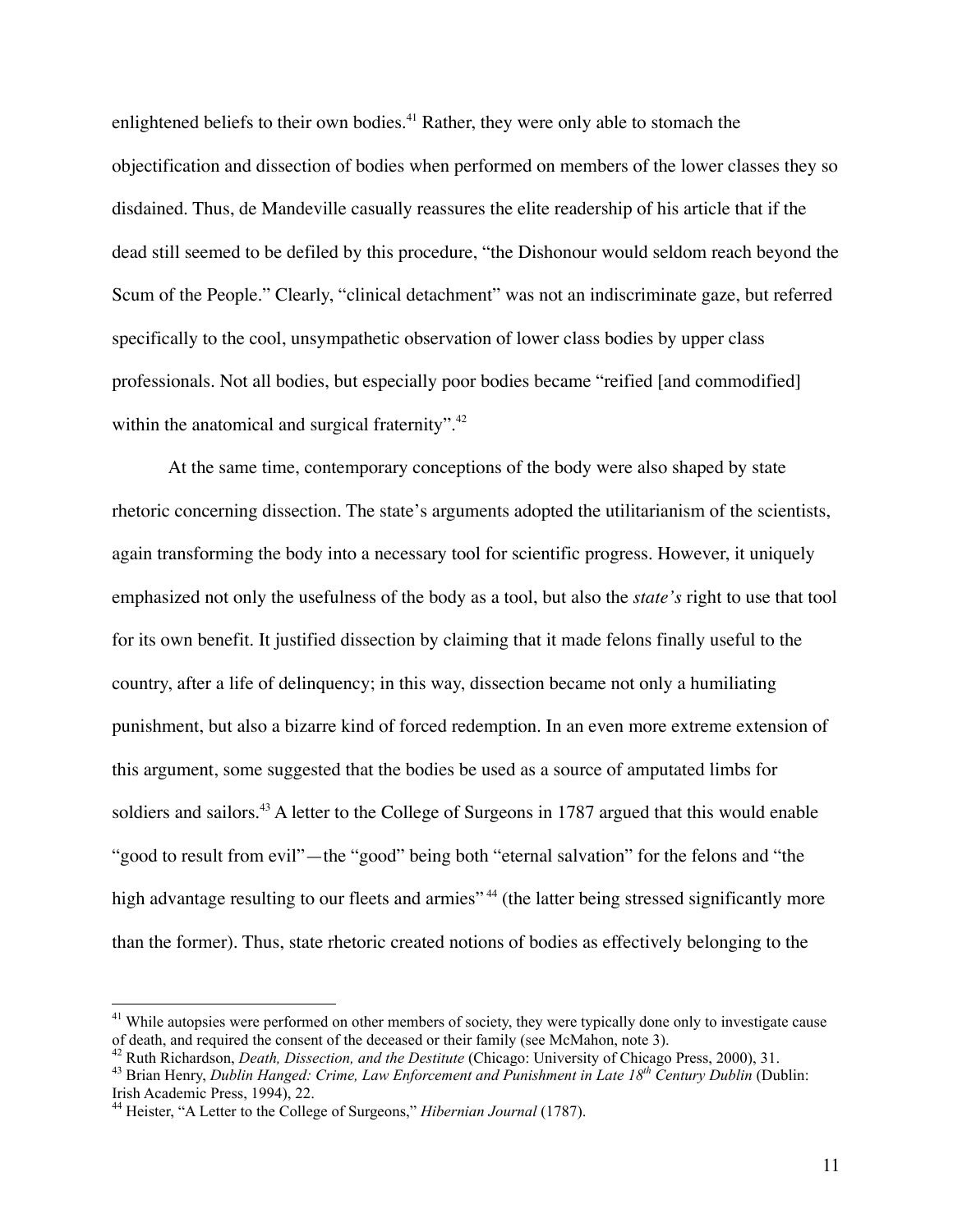enlightened beliefs to their own bodies.[41] Rather, they were only able to stomach the objectification and dissection of bodies when performed on members of the lower classes they so disdained. Thus, de Mandeville casually reassures the elite readership of his article that if the dead still seemed to be defiled by this procedure, "the Dishonour would seldom reach beyond the Scum of the People." Clearly, "clinical detachment" was not an indiscriminate gaze, but referred specifically to the cool, unsympathetic observation of lower class bodies by upper class professionals. Not all bodies, but especially poor bodies became "reified [and commodified] within the anatomical and surgical fraternity".[42]

At the same time, contemporary conceptions of the body were also shaped by state rhetoric concerning dissection. The state's arguments adopted the utilitarianism of the scientists, again transforming the body into a necessary tool for scientific progress. However, it uniquely emphasized not only the usefulness of the body as a tool, but also the *state's* right to use that tool for its own benefit. It justified dissection by claiming that it made felons finally useful to the country, after a life of delinquency; in this way, dissection became not only a humiliating punishment, but also a bizarre kind of forced redemption. In an even more extreme extension of this argument, some suggested that the bodies be used as a source of amputated limbs for soldiers and sailors.[43] A letter to the College of Surgeons in 1787 argued that this would enable "good to result from evil"—the "good" being both "eternal salvation" for the felons and "the high advantage resulting to our fleets and armies"[44] (the latter being stressed significantly more than the former). Thus, state rhetoric created notions of bodies as effectively belonging to the

---

[41] While autopsies were performed on other members of society, they were typically done only to investigate cause of death, and required the consent of the deceased or their family (see McMahon, note 3).

[42] Ruth Richardson, *Death, Dissection, and the Destitute* (Chicago: University of Chicago Press, 2000), 31.

[43] Brian Henry, *Dublin Hanged: Crime, Law Enforcement and Punishment in Late 18th Century Dublin* (Dublin: Irish Academic Press, 1994), 22.

[44] Heister, "A Letter to the College of Surgeons," *Hibernian Journal* (1787).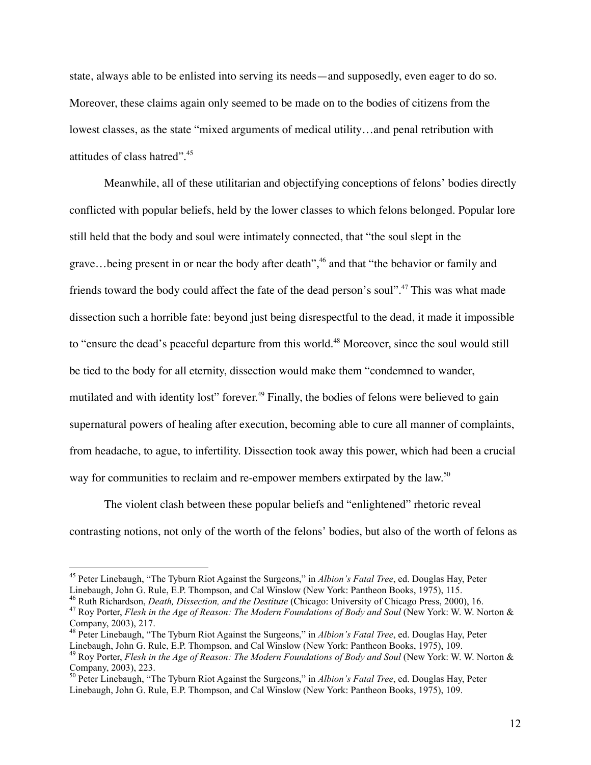state, always able to be enlisted into serving its needs—and supposedly, even eager to do so. Moreover, these claims again only seemed to be made on to the bodies of citizens from the lowest classes, as the state "mixed arguments of medical utility…and penal retribution with attitudes of class hatred".[45]

Meanwhile, all of these utilitarian and objectifying conceptions of felons' bodies directly conflicted with popular beliefs, held by the lower classes to which felons belonged. Popular lore still held that the body and soul were intimately connected, that "the soul slept in the grave…being present in or near the body after death",[46] and that "the behavior or family and friends toward the body could affect the fate of the dead person's soul".[47] This was what made dissection such a horrible fate: beyond just being disrespectful to the dead, it made it impossible to "ensure the dead's peaceful departure from this world.[48] Moreover, since the soul would still be tied to the body for all eternity, dissection would make them "condemned to wander, mutilated and with identity lost" forever.[49] Finally, the bodies of felons were believed to gain supernatural powers of healing after execution, becoming able to cure all manner of complaints, from headache, to ague, to infertility. Dissection took away this power, which had been a crucial way for communities to reclaim and re-empower members extirpated by the law.[50]

The violent clash between these popular beliefs and "enlightened" rhetoric reveal contrasting notions, not only of the worth of the felons' bodies, but also of the worth of felons as

---

[45] Peter Linebaugh, "The Tyburn Riot Against the Surgeons," in *Albion's Fatal Tree*, ed. Douglas Hay, Peter Linebaugh, John G. Rule, E.P. Thompson, and Cal Winslow (New York: Pantheon Books, 1975), 115.

[46] Ruth Richardson, *Death, Dissection, and the Destitute* (Chicago: University of Chicago Press, 2000), 16.

[47] Roy Porter, *Flesh in the Age of Reason: The Modern Foundations of Body and Soul* (New York: W. W. Norton & Company, 2003), 217.

[48] Peter Linebaugh, "The Tyburn Riot Against the Surgeons," in *Albion's Fatal Tree*, ed. Douglas Hay, Peter Linebaugh, John G. Rule, E.P. Thompson, and Cal Winslow (New York: Pantheon Books, 1975), 109.

[49] Roy Porter, *Flesh in the Age of Reason: The Modern Foundations of Body and Soul* (New York: W. W. Norton & Company, 2003), 223.

[50] Peter Linebaugh, "The Tyburn Riot Against the Surgeons," in *Albion's Fatal Tree*, ed. Douglas Hay, Peter Linebaugh, John G. Rule, E.P. Thompson, and Cal Winslow (New York: Pantheon Books, 1975), 109.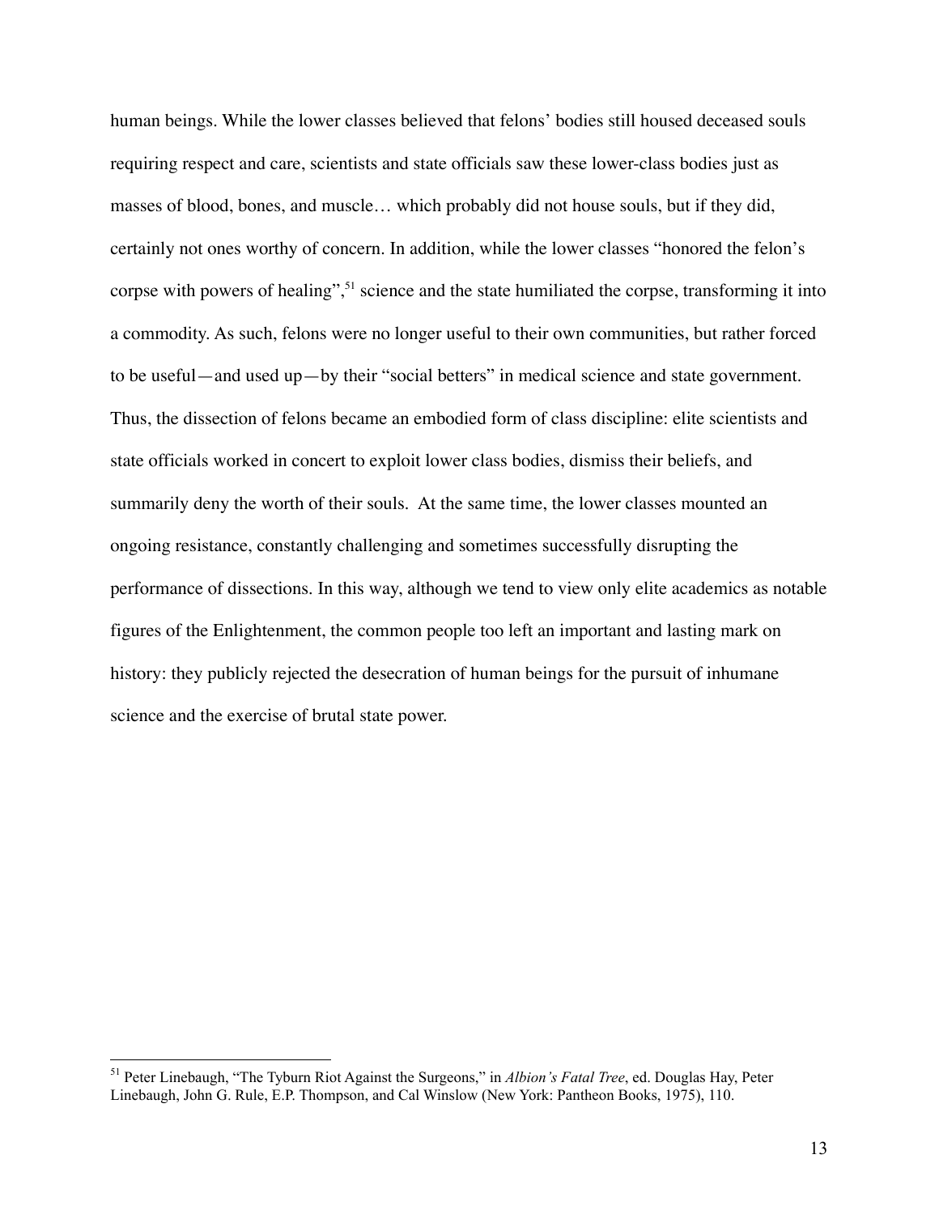human beings. While the lower classes believed that felons' bodies still housed deceased souls requiring respect and care, scientists and state officials saw these lower-class bodies just as masses of blood, bones, and muscle… which probably did not house souls, but if they did, certainly not ones worthy of concern. In addition, while the lower classes "honored the felon's corpse with powers of healing",[51] science and the state humiliated the corpse, transforming it into a commodity. As such, felons were no longer useful to their own communities, but rather forced to be useful—and used up—by their "social betters" in medical science and state government. Thus, the dissection of felons became an embodied form of class discipline: elite scientists and state officials worked in concert to exploit lower class bodies, dismiss their beliefs, and summarily deny the worth of their souls. At the same time, the lower classes mounted an ongoing resistance, constantly challenging and sometimes successfully disrupting the performance of dissections. In this way, although we tend to view only elite academics as notable figures of the Enlightenment, the common people too left an important and lasting mark on history: they publicly rejected the desecration of human beings for the pursuit of inhumane science and the exercise of brutal state power.

---

[51] Peter Linebaugh, "The Tyburn Riot Against the Surgeons," in *Albion's Fatal Tree*, ed. Douglas Hay, Peter Linebaugh, John G. Rule, E.P. Thompson, and Cal Winslow (New York: Pantheon Books, 1975), 110.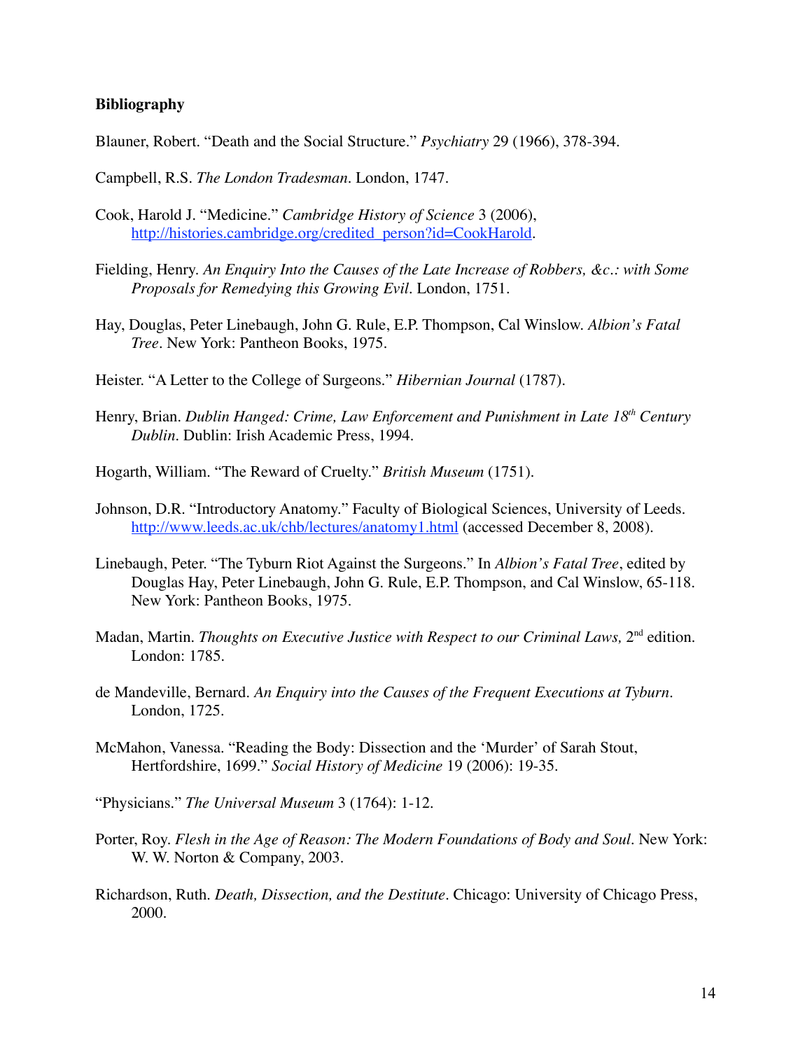**Bibliography**

Blauner, Robert. "Death and the Social Structure." *Psychiatry* 29 (1966), 378-394.

Campbell, R.S. *The London Tradesman*. London, 1747.

Cook, Harold J. "Medicine." *Cambridge History of Science* 3 (2006), http://histories.cambridge.org/credited_person?id=CookHarold.

Fielding, Henry. *An Enquiry Into the Causes of the Late Increase of Robbers, &c.: with Some Proposals for Remedying this Growing Evil*. London, 1751.

Hay, Douglas, Peter Linebaugh, John G. Rule, E.P. Thompson, Cal Winslow. *Albion's Fatal Tree*. New York: Pantheon Books, 1975.

Heister. "A Letter to the College of Surgeons." *Hibernian Journal* (1787).

Henry, Brian. *Dublin Hanged: Crime, Law Enforcement and Punishment in Late 18th Century Dublin*. Dublin: Irish Academic Press, 1994.

Hogarth, William. "The Reward of Cruelty." *British Museum* (1751).

Johnson, D.R. "Introductory Anatomy." Faculty of Biological Sciences, University of Leeds. http://www.leeds.ac.uk/chb/lectures/anatomy1.html (accessed December 8, 2008).

Linebaugh, Peter. "The Tyburn Riot Against the Surgeons." In *Albion's Fatal Tree*, edited by Douglas Hay, Peter Linebaugh, John G. Rule, E.P. Thompson, and Cal Winslow, 65-118. New York: Pantheon Books, 1975.

Madan, Martin. *Thoughts on Executive Justice with Respect to our Criminal Laws,* 2nd edition. London: 1785.

de Mandeville, Bernard. *An Enquiry into the Causes of the Frequent Executions at Tyburn*. London, 1725.

McMahon, Vanessa. "Reading the Body: Dissection and the 'Murder' of Sarah Stout, Hertfordshire, 1699." *Social History of Medicine* 19 (2006): 19-35.

"Physicians." *The Universal Museum* 3 (1764): 1-12.

Porter, Roy. *Flesh in the Age of Reason: The Modern Foundations of Body and Soul*. New York: W. W. Norton & Company, 2003.

Richardson, Ruth. *Death, Dissection, and the Destitute*. Chicago: University of Chicago Press, 2000.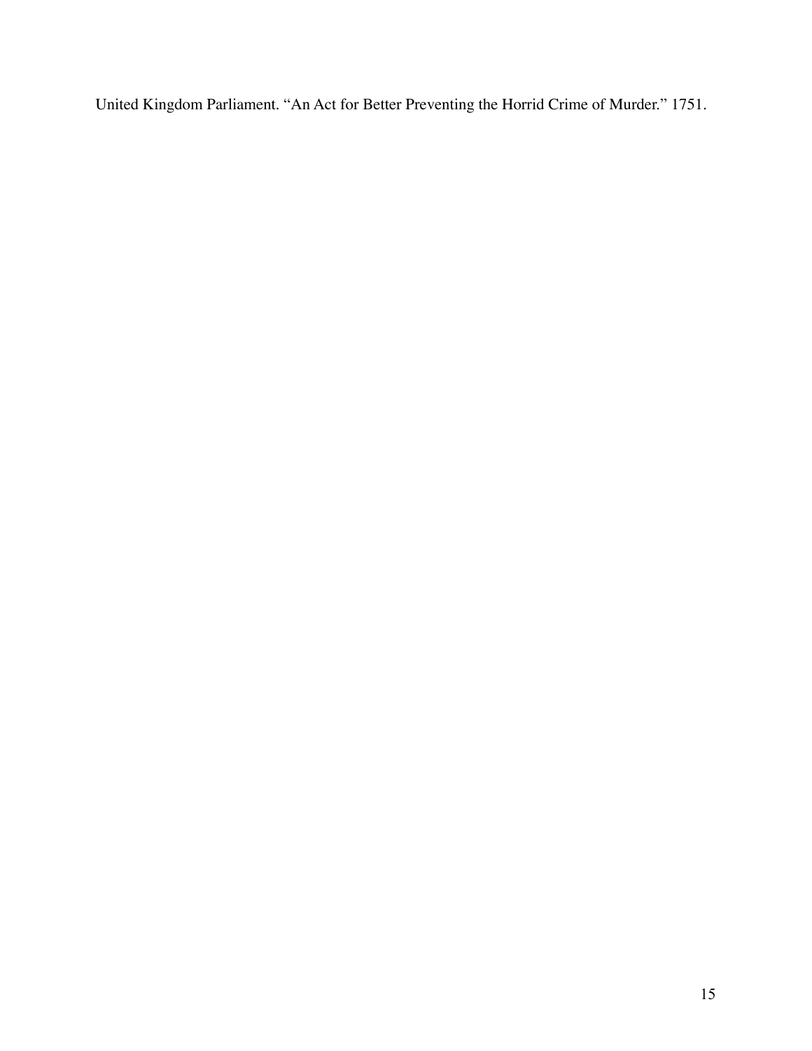United Kingdom Parliament. “An Act for Better Preventing the Horrid Crime of Murder.” 1751.